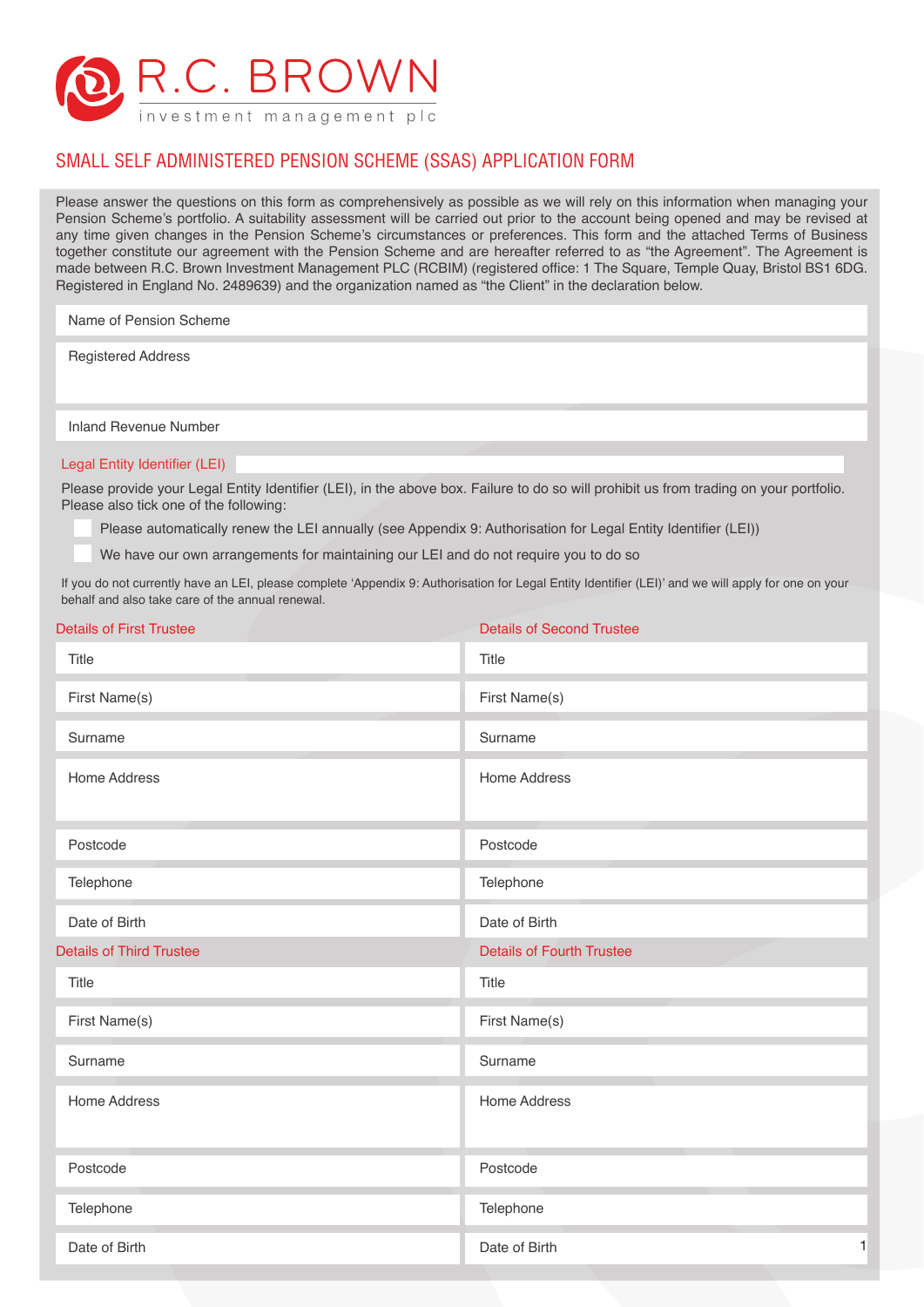# R.C. BROWN
investment management plc

## SMALL SELF ADMINISTERED PENSION SCHEME (SSAS) APPLICATION FORM

Please answer the questions on this form as comprehensively as possible as we will rely on this information when managing your Pension Scheme's portfolio. A suitability assessment will be carried out prior to the account being opened and may be revised at any time given changes in the Pension Scheme's circumstances or preferences. This form and the attached Terms of Business together constitute our agreement with the Pension Scheme and are hereafter referred to as "the Agreement". The Agreement is made between R.C. Brown Investment Management PLC (RCBIM) (registered office: 1 The Square, Temple Quay, Bristol BS1 6DG. Registered in England No. 2489639) and the organization named as "the Client" in the declaration below.

Name of Pension Scheme

Registered Address

Inland Revenue Number

### Legal Entity Identifier (LEI)

Please provide your Legal Entity Identifier (LEI), in the above box. Failure to do so will prohibit us from trading on your portfolio. Please also tick one of the following:

- ☐ Please automatically renew the LEI annually (see Appendix 9: Authorisation for Legal Entity Identifier (LEI))
- ☐ We have our own arrangements for maintaining our LEI and do not require you to do so

If you do not currently have an LEI, please complete 'Appendix 9: Authorisation for Legal Entity Identifier (LEI)' and we will apply for one on your behalf and also take care of the annual renewal.

| Details of First Trustee | Details of Second Trustee |
| --- | --- |
| Title | Title |
| First Name(s) | First Name(s) |
| Surname | Surname |
| Home Address | Home Address |
| Postcode | Postcode |
| Telephone | Telephone |
| Date of Birth | Date of Birth |

| Details of Third Trustee | Details of Fourth Trustee |
| --- | --- |
| Title | Title |
| First Name(s) | First Name(s) |
| Surname | Surname |
| Home Address | Home Address |
| Postcode | Postcode |
| Telephone | Telephone |
| Date of Birth | Date of Birth |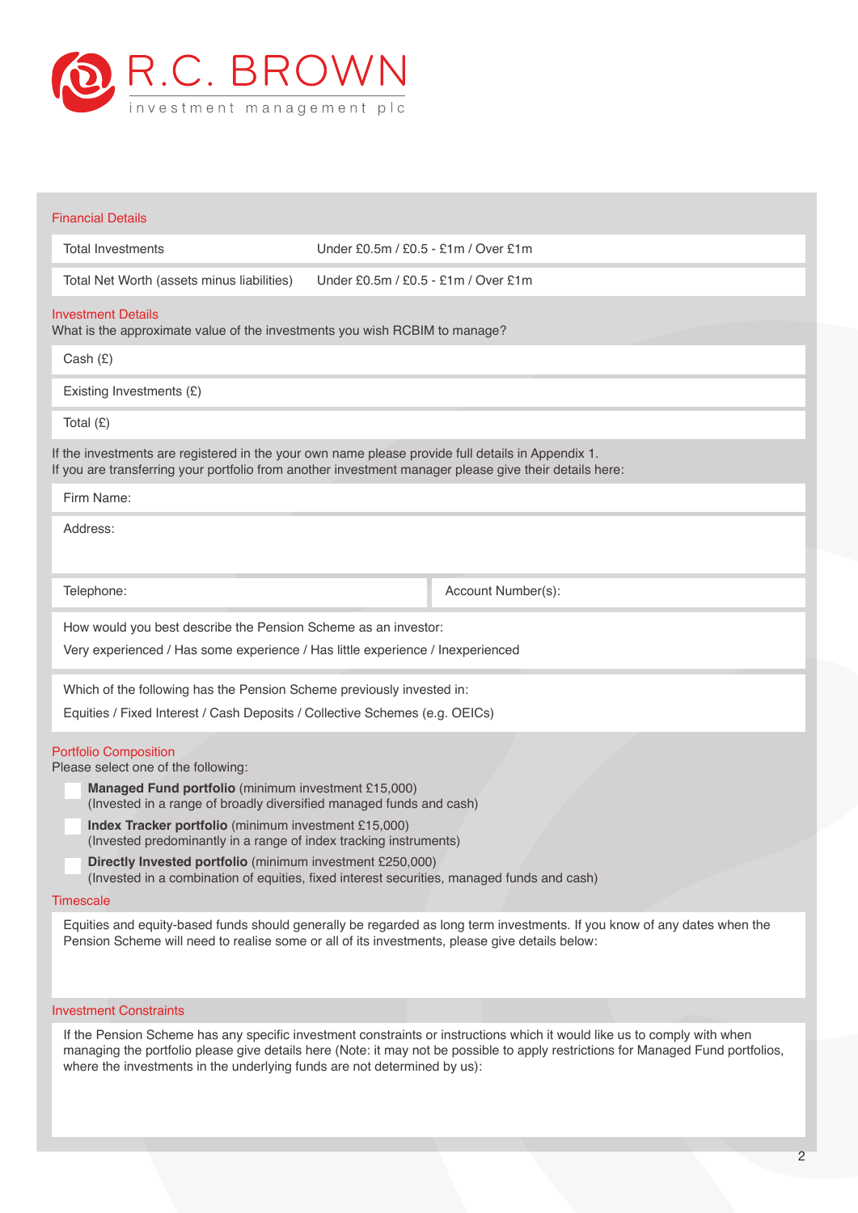R.C. BROWN

investment management plc

## Financial Details

| | |
|---|---|
| Total Investments | Under £0.5m / £0.5 - £1m / Over £1m |
| Total Net Worth (assets minus liabilities) | Under £0.5m / £0.5 - £1m / Over £1m |

## Investment Details

What is the approximate value of the investments you wish RCBIM to manage?

Cash (£)

Existing Investments (£)

Total (£)

If the investments are registered in the your own name please provide full details in Appendix 1.
If you are transferring your portfolio from another investment manager please give their details here:

Firm Name:

Address:

Telephone:

Account Number(s):

How would you best describe the Pension Scheme as an investor:

Very experienced / Has some experience / Has little experience / Inexperienced

Which of the following has the Pension Scheme previously invested in:

Equities / Fixed Interest / Cash Deposits / Collective Schemes (e.g. OEICs)

## Portfolio Composition

Please select one of the following:

- ☐ **Managed Fund portfolio** (minimum investment £15,000)
  (Invested in a range of broadly diversified managed funds and cash)
- ☐ **Index Tracker portfolio** (minimum investment £15,000)
  (Invested predominantly in a range of index tracking instruments)
- ☐ **Directly Invested portfolio** (minimum investment £250,000)
  (Invested in a combination of equities, fixed interest securities, managed funds and cash)

## Timescale

Equities and equity-based funds should generally be regarded as long term investments. If you know of any dates when the Pension Scheme will need to realise some or all of its investments, please give details below:

## Investment Constraints

If the Pension Scheme has any specific investment constraints or instructions which it would like us to comply with when managing the portfolio please give details here (Note: it may not be possible to apply restrictions for Managed Fund portfolios, where the investments in the underlying funds are not determined by us):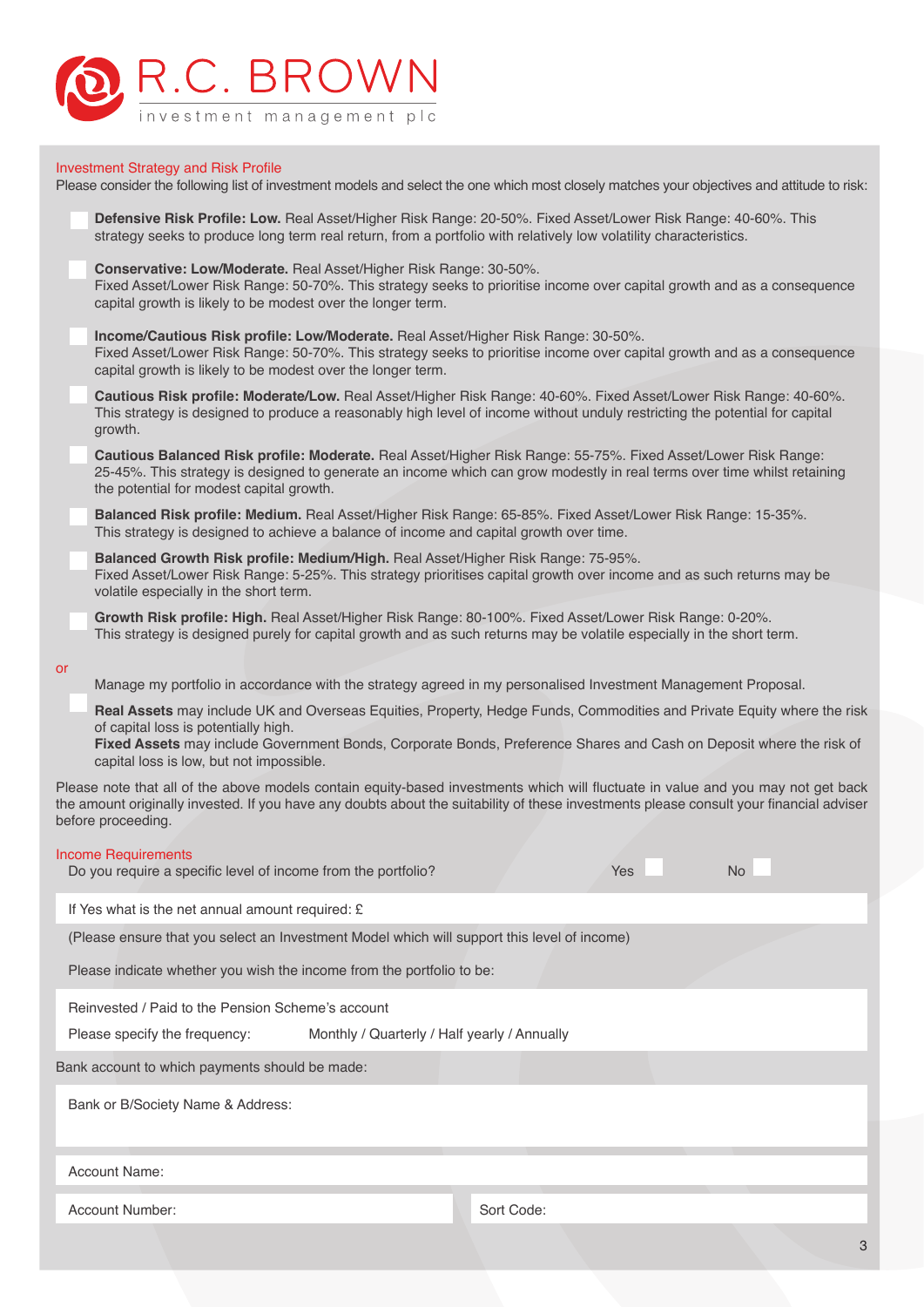R.C. BROWN
investment management plc

## Investment Strategy and Risk Profile

Please consider the following list of investment models and select the one which most closely matches your objectives and attitude to risk:

☐ **Defensive Risk Profile: Low.** Real Asset/Higher Risk Range: 20-50%. Fixed Asset/Lower Risk Range: 40-60%. This strategy seeks to produce long term real return, from a portfolio with relatively low volatility characteristics.

☐ **Conservative: Low/Moderate.** Real Asset/Higher Risk Range: 30-50%. Fixed Asset/Lower Risk Range: 50-70%. This strategy seeks to prioritise income over capital growth and as a consequence capital growth is likely to be modest over the longer term.

☐ **Income/Cautious Risk profile: Low/Moderate.** Real Asset/Higher Risk Range: 30-50%. Fixed Asset/Lower Risk Range: 50-70%. This strategy seeks to prioritise income over capital growth and as a consequence capital growth is likely to be modest over the longer term.

☐ **Cautious Risk profile: Moderate/Low.** Real Asset/Higher Risk Range: 40-60%. Fixed Asset/Lower Risk Range: 40-60%. This strategy is designed to produce a reasonably high level of income without unduly restricting the potential for capital growth.

☐ **Cautious Balanced Risk profile: Moderate.** Real Asset/Higher Risk Range: 55-75%. Fixed Asset/Lower Risk Range: 25-45%. This strategy is designed to generate an income which can grow modestly in real terms over time whilst retaining the potential for modest capital growth.

☐ **Balanced Risk profile: Medium.** Real Asset/Higher Risk Range: 65-85%. Fixed Asset/Lower Risk Range: 15-35%. This strategy is designed to achieve a balance of income and capital growth over time.

☐ **Balanced Growth Risk profile: Medium/High.** Real Asset/Higher Risk Range: 75-95%. Fixed Asset/Lower Risk Range: 5-25%. This strategy prioritises capital growth over income and as such returns may be volatile especially in the short term.

☐ **Growth Risk profile: High.** Real Asset/Higher Risk Range: 80-100%. Fixed Asset/Lower Risk Range: 0-20%. This strategy is designed purely for capital growth and as such returns may be volatile especially in the short term.

or

☐ Manage my portfolio in accordance with the strategy agreed in my personalised Investment Management Proposal.

**Real Assets** may include UK and Overseas Equities, Property, Hedge Funds, Commodities and Private Equity where the risk of capital loss is potentially high.
**Fixed Assets** may include Government Bonds, Corporate Bonds, Preference Shares and Cash on Deposit where the risk of capital loss is low, but not impossible.

Please note that all of the above models contain equity-based investments which will fluctuate in value and you may not get back the amount originally invested. If you have any doubts about the suitability of these investments please consult your financial adviser before proceeding.

## Income Requirements

Do you require a specific level of income from the portfolio? Yes ☐ No ☐

If Yes what is the net annual amount required: £

(Please ensure that you select an Investment Model which will support this level of income)

Please indicate whether you wish the income from the portfolio to be:

Reinvested / Paid to the Pension Scheme's account

Please specify the frequency: Monthly / Quarterly / Half yearly / Annually

Bank account to which payments should be made:

Bank or B/Society Name & Address:

Account Name:

Account Number: | Sort Code: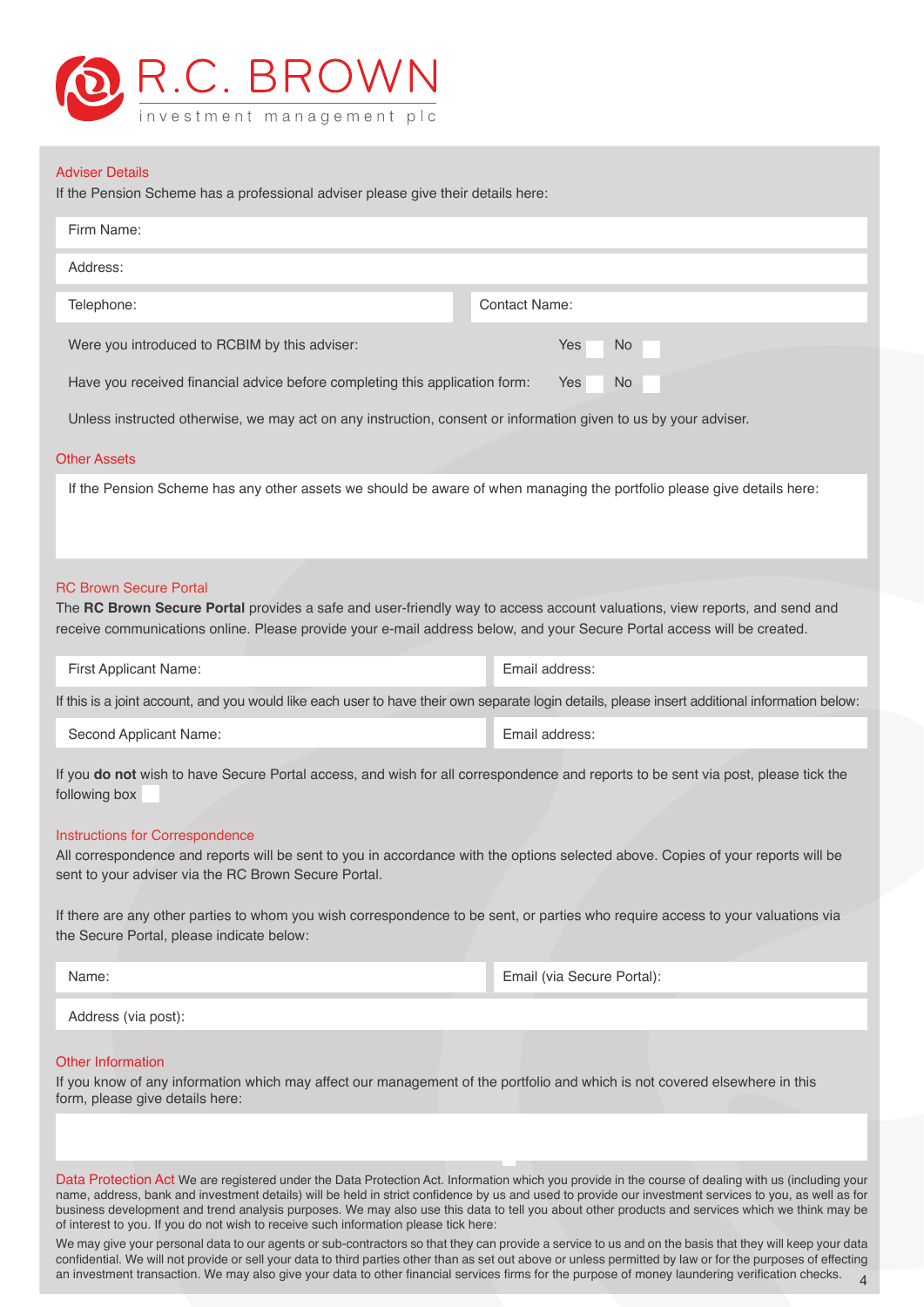# R.C. BROWN
investment management plc

## Adviser Details

If the Pension Scheme has a professional adviser please give their details here:

| Firm Name: | |
|---|---|
| Address: | |
| Telephone: | Contact Name: |

Were you introduced to RCBIM by this adviser: Yes ☐ No ☐

Have you received financial advice before completing this application form: Yes ☐ No ☐

Unless instructed otherwise, we may act on any instruction, consent or information given to us by your adviser.

## Other Assets

If the Pension Scheme has any other assets we should be aware of when managing the portfolio please give details here:

## RC Brown Secure Portal

The **RC Brown Secure Portal** provides a safe and user-friendly way to access account valuations, view reports, and send and receive communications online. Please provide your e-mail address below, and your Secure Portal access will be created.

| First Applicant Name: | Email address: |
|---|---|

If this is a joint account, and you would like each user to have their own separate login details, please insert additional information below:

| Second Applicant Name: | Email address: |
|---|---|

If you **do not** wish to have Secure Portal access, and wish for all correspondence and reports to be sent via post, please tick the following box ☐

## Instructions for Correspondence

All correspondence and reports will be sent to you in accordance with the options selected above. Copies of your reports will be sent to your adviser via the RC Brown Secure Portal.

If there are any other parties to whom you wish correspondence to be sent, or parties who require access to your valuations via the Secure Portal, please indicate below:

| Name: | Email (via Secure Portal): |
|---|---|
| Address (via post): | |

## Other Information

If you know of any information which may affect our management of the portfolio and which is not covered elsewhere in this form, please give details here:

**Data Protection Act** We are registered under the Data Protection Act. Information which you provide in the course of dealing with us (including your name, address, bank and investment details) will be held in strict confidence by us and used to provide our investment services to you, as well as for business development and trend analysis purposes. We may also use this data to tell you about other products and services which we think may be of interest to you. If you do not wish to receive such information please tick here: ☐

We may give your personal data to our agents or sub-contractors so that they can provide a service to us and on the basis that they will keep your data confidential. We will not provide or sell your data to third parties other than as set out above or unless permitted by law or for the purposes of effecting an investment transaction. We may also give your data to other financial services firms for the purpose of money laundering verification checks.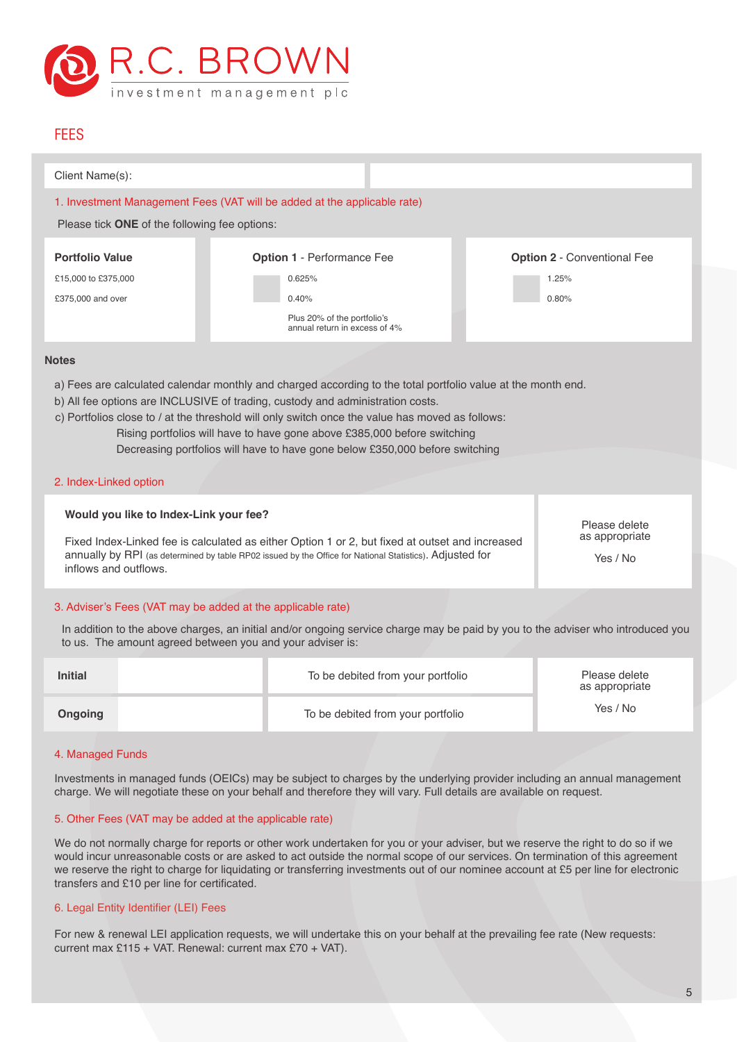R.C. BROWN investment management plc

# FEES

Client Name(s):

## 1. Investment Management Fees (VAT will be added at the applicable rate)

Please tick **ONE** of the following fee options:

| Portfolio Value | Option 1 - Performance Fee | Option 2 - Conventional Fee |
|---|---|---|
| £15,000 to £375,000 | 0.625% | 1.25% |
| £375,000 and over | 0.40% | 0.80% |
| | Plus 20% of the portfolio's annual return in excess of 4% | |

### Notes

a) Fees are calculated calendar monthly and charged according to the total portfolio value at the month end.
b) All fee options are INCLUSIVE of trading, custody and administration costs.
c) Portfolios close to / at the threshold will only switch once the value has moved as follows:
Rising portfolios will have to have gone above £385,000 before switching
Decreasing portfolios will have to have gone below £350,000 before switching

## 2. Index-Linked option

| **Would you like to Index-Link your fee?** Fixed Index-Linked fee is calculated as either Option 1 or 2, but fixed at outset and increased annually by RPI (as determined by table RP02 issued by the Office for National Statistics). Adjusted for inflows and outflows. | Please delete as appropriate Yes / No |
|---|---|

## 3. Adviser's Fees (VAT may be added at the applicable rate)

In addition to the above charges, an initial and/or ongoing service charge may be paid by you to the adviser who introduced you to us. The amount agreed between you and your adviser is:

| | | | |
|---|---|---|---|
| **Initial** | | To be debited from your portfolio | Please delete as appropriate Yes / No |
| **Ongoing** | | To be debited from your portfolio | |

## 4. Managed Funds

Investments in managed funds (OEICs) may be subject to charges by the underlying provider including an annual management charge. We will negotiate these on your behalf and therefore they will vary. Full details are available on request.

## 5. Other Fees (VAT may be added at the applicable rate)

We do not normally charge for reports or other work undertaken for you or your adviser, but we reserve the right to do so if we would incur unreasonable costs or are asked to act outside the normal scope of our services. On termination of this agreement we reserve the right to charge for liquidating or transferring investments out of our nominee account at £5 per line for electronic transfers and £10 per line for certificated.

## 6. Legal Entity Identifier (LEI) Fees

For new & renewal LEI application requests, we will undertake this on your behalf at the prevailing fee rate (New requests: current max £115 + VAT. Renewal: current max £70 + VAT).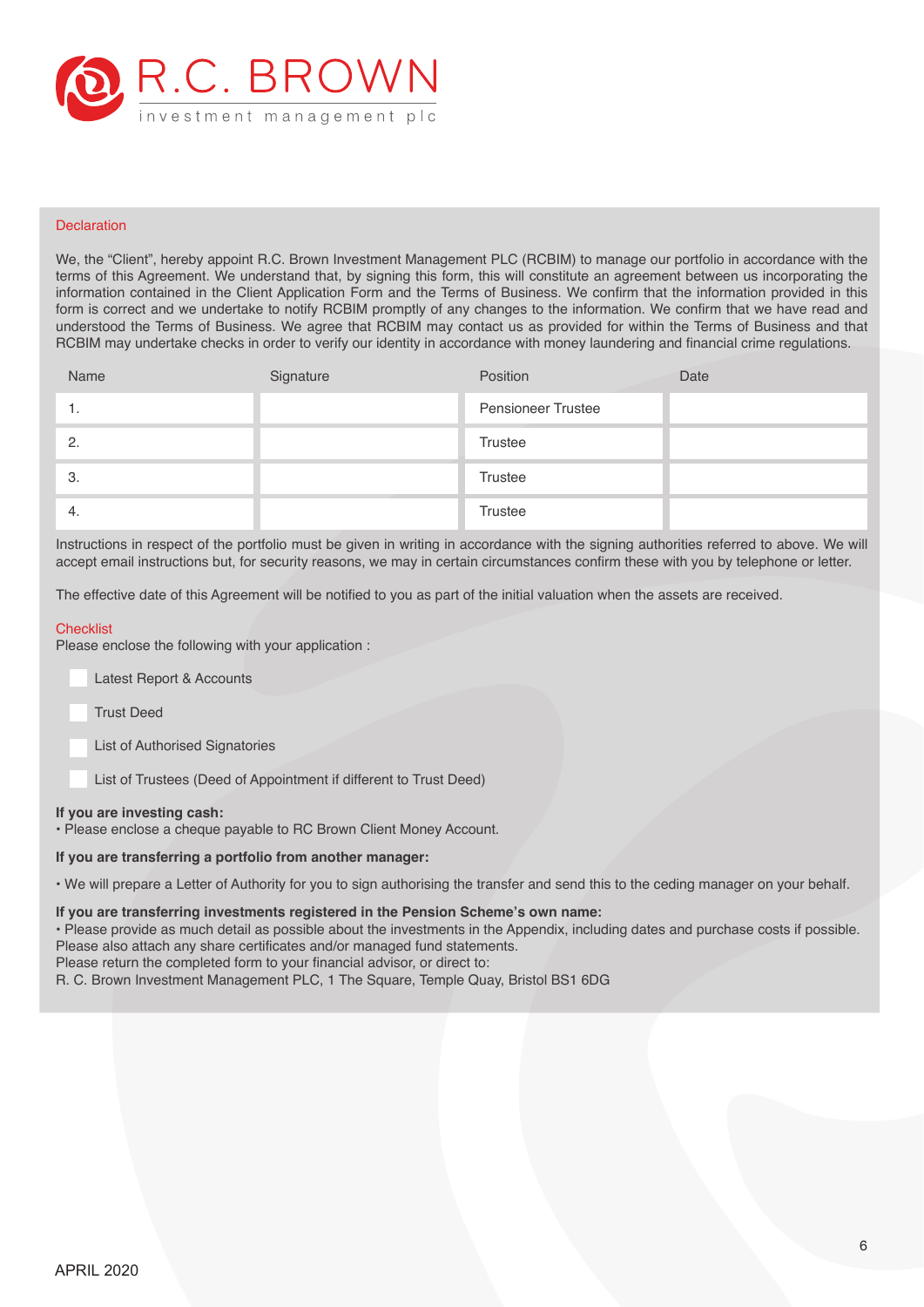R.C. BROWN
investment management plc

## Declaration

We, the "Client", hereby appoint R.C. Brown Investment Management PLC (RCBIM) to manage our portfolio in accordance with the terms of this Agreement. We understand that, by signing this form, this will constitute an agreement between us incorporating the information contained in the Client Application Form and the Terms of Business. We confirm that the information provided in this form is correct and we undertake to notify RCBIM promptly of any changes to the information. We confirm that we have read and understood the Terms of Business. We agree that RCBIM may contact us as provided for within the Terms of Business and that RCBIM may undertake checks in order to verify our identity in accordance with money laundering and financial crime regulations.

| Name | Signature | Position | Date |
|---|---|---|---|
| 1. | | Pensioneer Trustee | |
| 2. | | Trustee | |
| 3. | | Trustee | |
| 4. | | Trustee | |

Instructions in respect of the portfolio must be given in writing in accordance with the signing authorities referred to above. We will accept email instructions but, for security reasons, we may in certain circumstances confirm these with you by telephone or letter.

The effective date of this Agreement will be notified to you as part of the initial valuation when the assets are received.

## Checklist

Please enclose the following with your application :

- [ ] Latest Report & Accounts
- [ ] Trust Deed
- [ ] List of Authorised Signatories
- [ ] List of Trustees (Deed of Appointment if different to Trust Deed)

**If you are investing cash:**
• Please enclose a cheque payable to RC Brown Client Money Account.

**If you are transferring a portfolio from another manager:**

• We will prepare a Letter of Authority for you to sign authorising the transfer and send this to the ceding manager on your behalf.

**If you are transferring investments registered in the Pension Scheme's own name:**
• Please provide as much detail as possible about the investments in the Appendix, including dates and purchase costs if possible.
Please also attach any share certificates and/or managed fund statements.
Please return the completed form to your financial advisor, or direct to:
R. C. Brown Investment Management PLC, 1 The Square, Temple Quay, Bristol BS1 6DG

APRIL 2020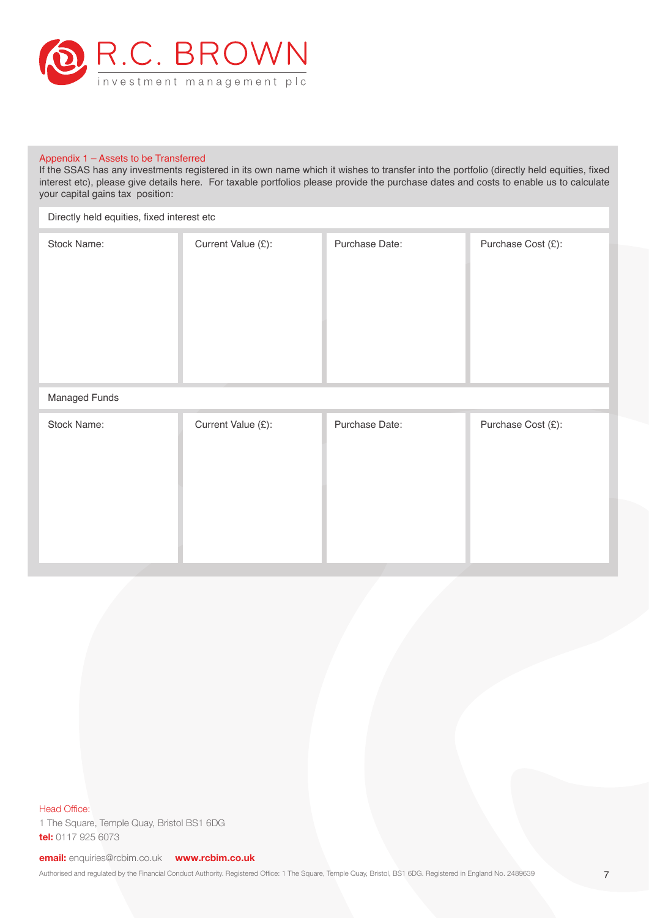R.C. BROWN
investment management plc

## Appendix 1 – Assets to be Transferred

If the SSAS has any investments registered in its own name which it wishes to transfer into the portfolio (directly held equities, fixed interest etc), please give details here. For taxable portfolios please provide the purchase dates and costs to enable us to calculate your capital gains tax position:

**Directly held equities, fixed interest etc**

| Stock Name: | Current Value (£): | Purchase Date: | Purchase Cost (£): |
|---|---|---|---|
| | | | |

**Managed Funds**

| Stock Name: | Current Value (£): | Purchase Date: | Purchase Cost (£): |
|---|---|---|---|
| | | | |

Head Office:
1 The Square, Temple Quay, Bristol BS1 6DG
**tel:** 0117 925 6073

**email:** enquiries@rcbim.co.uk **www.rcbim.co.uk**

Authorised and regulated by the Financial Conduct Authority. Registered Office: 1 The Square, Temple Quay, Bristol, BS1 6DG. Registered in England No. 2489639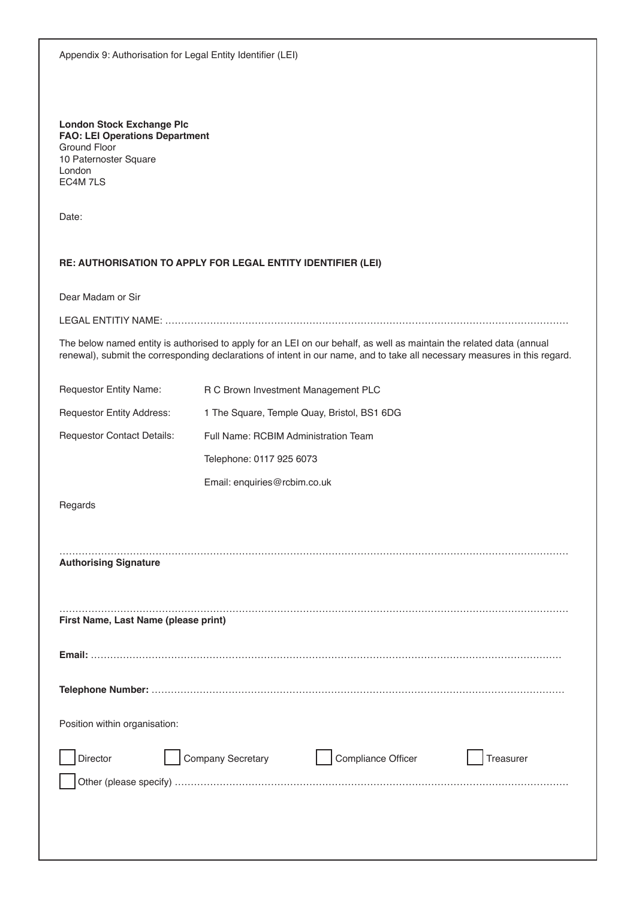Appendix 9: Authorisation for Legal Entity Identifier (LEI)

**London Stock Exchange Plc**
**FAO: LEI Operations Department**
Ground Floor
10 Paternoster Square
London
EC4M 7LS

Date:

**RE: AUTHORISATION TO APPLY FOR LEGAL ENTITY IDENTIFIER (LEI)**

Dear Madam or Sir

LEGAL ENTITIY NAME: ……………………………………………………………………………………………………………

The below named entity is authorised to apply for an LEI on our behalf, as well as maintain the related data (annual renewal), submit the corresponding declarations of intent in our name, and to take all necessary measures in this regard.

| | |
|---|---|
| Requestor Entity Name: | R C Brown Investment Management PLC |
| Requestor Entity Address: | 1 The Square, Temple Quay, Bristol, BS1 6DG |
| Requestor Contact Details: | Full Name: RCBIM Administration Team |
| | Telephone: 0117 925 6073 |
| | Email: enquiries@rcbim.co.uk |

Regards

……………………………………………………………………………………………………………………………………
**Authorising Signature**

……………………………………………………………………………………………………………………………………
**First Name, Last Name (please print)**

**Email:** ………………………………………………………………………………………………………………………………

**Telephone Number:** ……………………………………………………………………………………………………………

Position within organisation:

☐ Director ☐ Company Secretary ☐ Compliance Officer ☐ Treasurer

☐ Other (please specify) ………………………………………………………………………………………………………